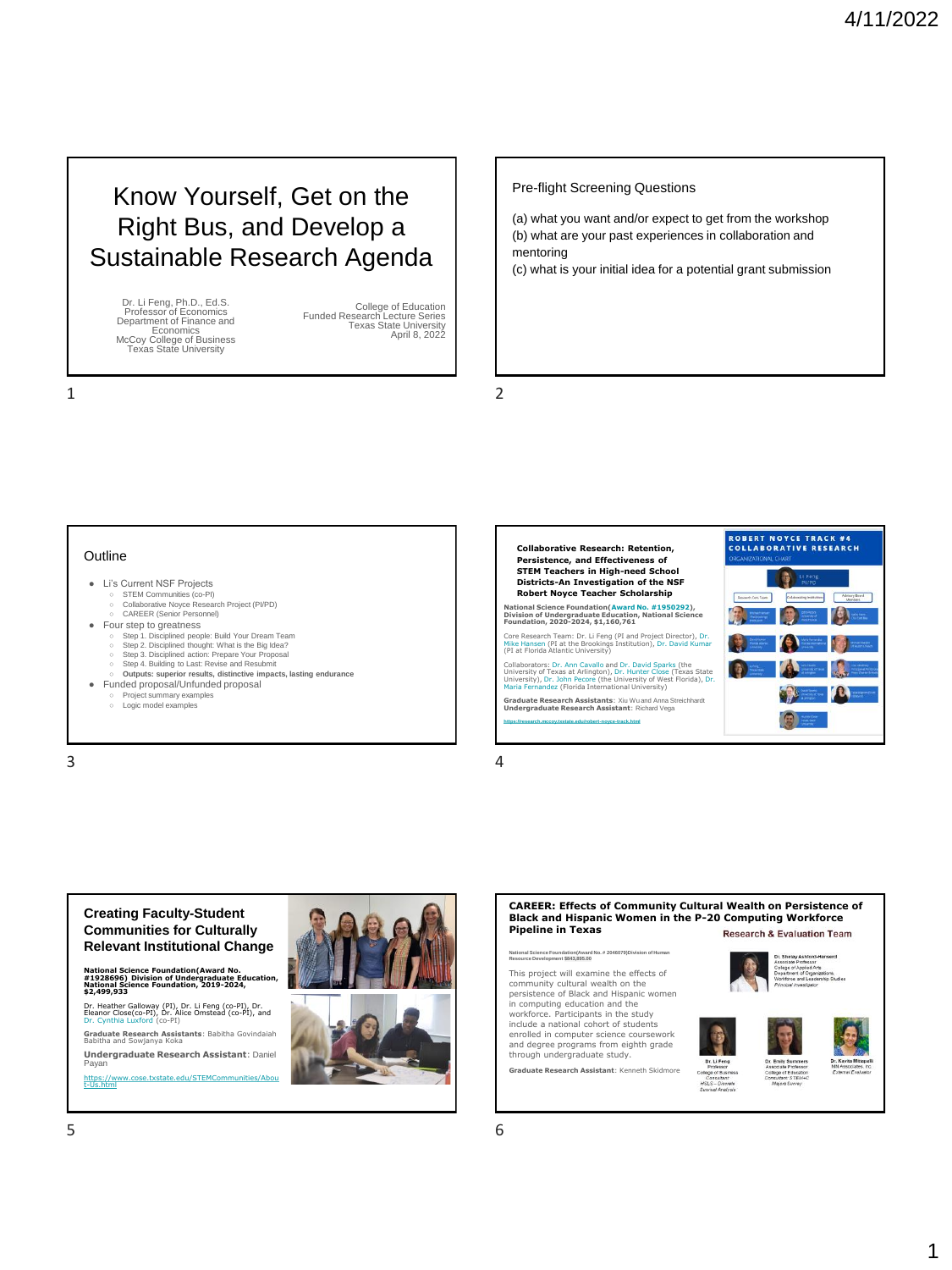# Know Yourself, Get on the Right Bus, and Develop a Sustainable Research Agenda

Dr. Li Feng, Ph.D., Ed.S.
Professor of Economics
Department of Finance and Economics
McCoy College of Business
Texas State University

College of Education
Funded Research Lecture Series
Texas State University
April 8, 2022

---

## Pre-flight Screening Questions

(a) what you want and/or expect to get from the workshop
(b) what are your past experiences in collaboration and mentoring
(c) what is your initial idea for a potential grant submission

---

## Outline

- Li's Current NSF Projects
  - STEM Communities (co-PI)
  - Collaborative Noyce Research Project (PI/PD)
  - CAREER (Senior Personnel)
- Four step to greatness
  - Step 1. Disciplined people: Build Your Dream Team
  - Step 2. Disciplined thought: What is the Big Idea?
  - Step 3. Disciplined action: Prepare Your Proposal
  - Step 4. Building to Last: Revise and Resubmit
  - **Outputs: superior results, distinctive impacts, lasting endurance**
- Funded proposal/Unfunded proposal
  - Project summary examples
  - Logic model examples

---

**Collaborative Research: Retention, Persistence, and Effectiveness of STEM Teachers in High-need School Districts-An Investigation of the NSF Robert Noyce Teacher Scholarship**

**National Science Foundation(Award No. #1950292), Division of Undergraduate Education, National Science Foundation, 2020-2024, $1,160,761**

Core Research Team: Dr. Li Feng (PI and Project Director), Dr. Mike Hansen (PI at the Brookings Institution), Dr. David Kumar (PI at Florida Atlantic University)

Collaborators: Dr. Ann Cavallo and Dr. David Sparks (the University of Texas at Arlington), Dr. Hunter Close (Texas State University), Dr. John Pecore (the University of West Florida), Dr. Maria Fernandez (Florida International University)

**Graduate Research Assistants**: Xiu Wu and Anna Streichhardt
**Undergraduate Research Assistant**: Richard Vega

https://research.mccoy.txstate.edu/robert-noyce-track.html

**ROBERT NOYCE TRACK #4 COLLABORATIVE RESEARCH**
ORGANIZATIONAL CHART

---

## Creating Faculty-Student Communities for Culturally Relevant Institutional Change

**National Science Foundation(Award No. #1928696) Division of Undergraduate Education, National Science Foundation, 2019-2024, $2,499,933**

Dr. Heather Galloway (PI), Dr. Li Feng (co-PI), Dr. Eleanor Close(co-PI), Dr. Alice Omstead (co-PI), and Dr. Cynthia Luxford (co-PI)

**Graduate Research Assistants**: Babitha Govindaiah Babitha and Sowjanya Koka

**Undergraduate Research Assistant**: Daniel Payan

https://www.cose.txstate.edu/STEMCommunities/About-Us.html

---

## CAREER: Effects of Community Cultural Wealth on Persistence of Black and Hispanic Women in the P-20 Computing Workforce Pipeline in Texas

National Science Foundation(Award No. # 2046079)Division of Human Resource Development $843,895.00

This project will examine the effects of community cultural wealth on the persistence of Black and Hispanic women in computing education and the workforce. Participants in the study include a national cohort of students enrolled in computer science coursework and degree programs from eighth grade through undergraduate study.

**Graduate Research Assistant**: Kenneth Skidmore

**Research & Evaluation Team**

Dr. Sheray Ashford-Hanserd, Associate Professor, College of Applied Arts, Department of Organizations, Workforce and Leadership Studies, *Principal Investigator*

Dr. Li Feng, Professor, College of Business, *Consultant HSLS – Dissertation Survival Analysis*

Dr. Emily Summers, Associate Professor, College of Education, *Consultant: STEM+C Majors Survey*

Dr. Kavita Mittapalli, MN Associates, Inc, *External Evaluator*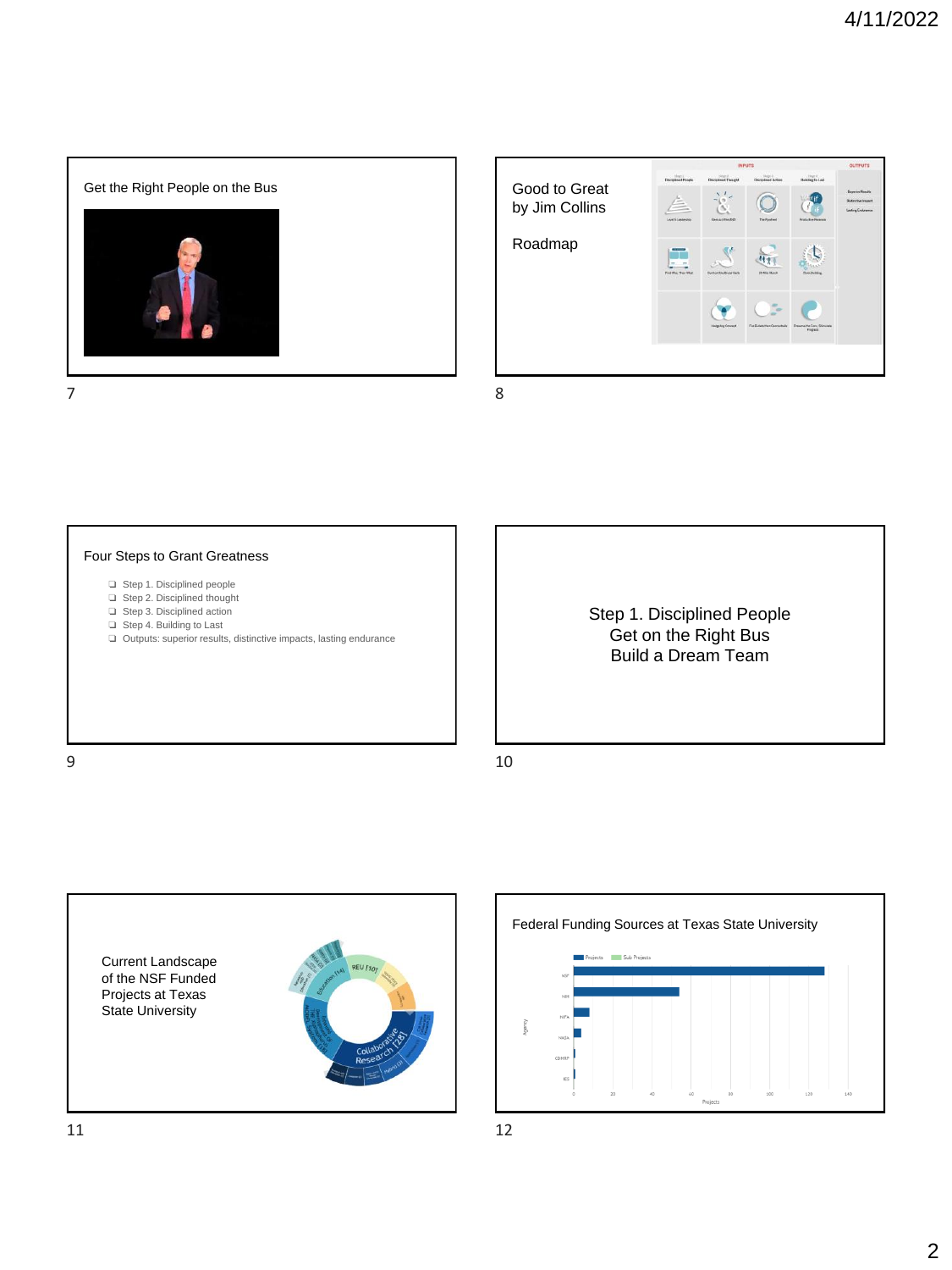## Get the Right People on the Bus

## Good to Great by Jim Collins

Roadmap

## Four Steps to Grant Greatness

- Step 1. Disciplined people
- Step 2. Disciplined thought
- Step 3. Disciplined action
- Step 4. Building to Last
- Outputs: superior results, distinctive impacts, lasting endurance

## Step 1. Disciplined People

Get on the Right Bus

Build a Dream Team

## Current Landscape of the NSF Funded Projects at Texas State University

## Federal Funding Sources at Texas State University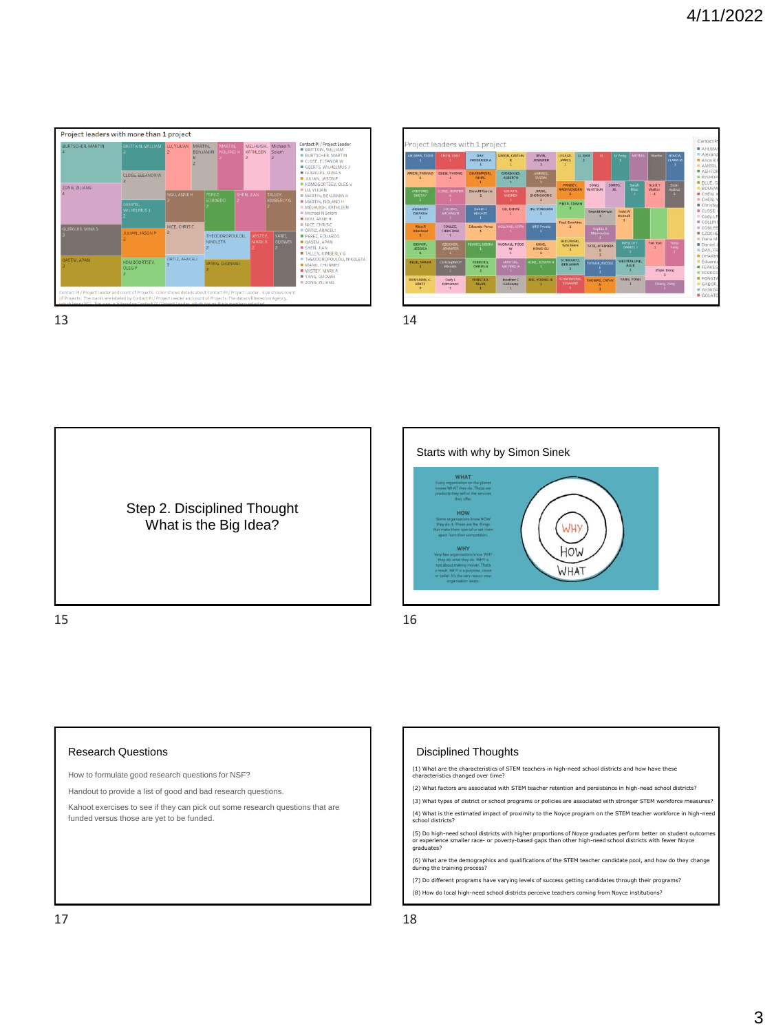## Project leaders with more than 1 project

Contact PI / Project Leader and count of Projects. Color shows details about Contact PI / Project Leader. Size shows count of Projects. The marks are labeled by Contact PI / Project Leader and count of Projects. The data is filtered on Agency, which keeps NSF. The view is filtered on Contact PI / Project Leader, which has multiple members selected.

## Project leaders with 1 project

## Step 2. Disciplined Thought
## What is the Big Idea?

## Starts with why by Simon Sinek

**WHAT**
Every organization on the planet knows WHAT they do. These are products they sell or the services they offer.

**HOW**
Some organizations know HOW they do it. These are the things that make them special or set them apart from their competition.

**WHY**
Very few organizations know WHY they do what they do. WHY is not about making money. That's a result. WHY is a purpose, cause or belief. It's the very reason your organization exists.

WHY
HOW
WHAT

## Research Questions

How to formulate good research questions for NSF?

Handout to provide a list of good and bad research questions.

Kahoot exercises to see if they can pick out some research questions that are funded versus those are yet to be funded.

## Disciplined Thoughts

(1) What are the characteristics of STEM teachers in high-need school districts and how have these characteristics changed over time?

(2) What factors are associated with STEM teacher retention and persistence in high-need school districts?

(3) What types of district or school programs or policies are associated with stronger STEM workforce measures?

(4) What is the estimated impact of proximity to the Noyce program on the STEM teacher workforce in high-need school districts?

(5) Do high-need school districts with higher proportions of Noyce graduates perform better on student outcomes or experience smaller race- or poverty-based gaps than other high-need school districts with fewer Noyce graduates?

(6) What are the demographics and qualifications of the STEM teacher candidate pool, and how do they change during the training process?

(7) Do different programs have varying levels of success getting candidates through their programs?

(8) How do local high-need school districts perceive teachers coming from Noyce institutions?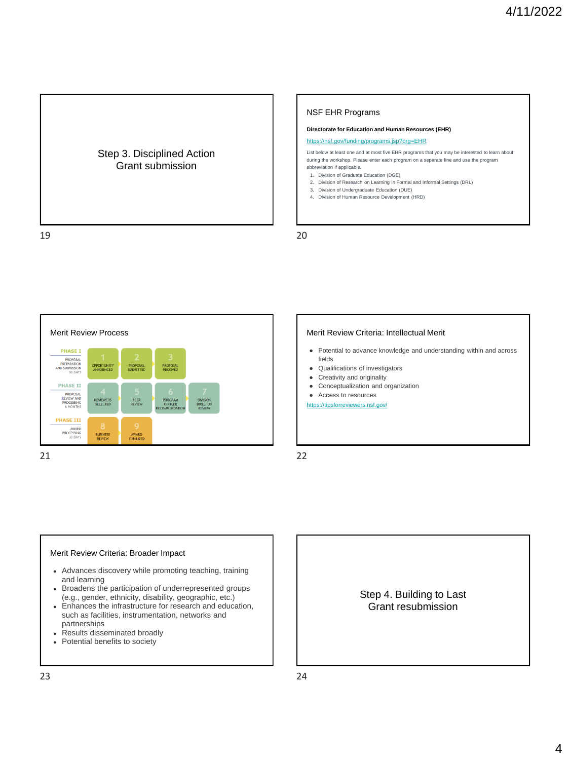## Step 3. Disciplined Action
Grant submission

## NSF EHR Programs

**Directorate for Education and Human Resources (EHR)**

https://nsf.gov/funding/programs.jsp?org=EHR

List below at least one and at most five EHR programs that you may be interested to learn about during the workshop. Please enter each program on a separate line and use the program abbreviation if applicable.

1. Division of Graduate Education (DGE)
2. Division of Research on Learning in Formal and Informal Settings (DRL)
3. Division of Undergraduate Education (DUE)
4. Division of Human Resource Development (HRD)

## Merit Review Process

| Phase | Steps |
|---|---|
| PHASE I — PROPOSAL PREPARATION AND SUBMISSION 90 DAYS | 1 OPPORTUNITY ANNOUNCED → 2 PROPOSAL SUBMITTED → 3 PROPOSAL RECEIVED |
| PHASE II — PROPOSAL REVIEW AND PROCESSING 6 MONTHS | 4 REVIEWERS SELECTED → 5 PEER REVIEW → 6 PROGRAM OFFICER RECOMMENDATION → 7 DIVISION DIRECTOR REVIEW |
| PHASE III — AWARD PROCESSING 30 DAYS | 8 BUSINESS REVIEW → 9 AWARD FINALIZED |

## Merit Review Criteria: Intellectual Merit

- Potential to advance knowledge and understanding within and across fields
- Qualifications of investigators
- Creativity and originality
- Conceptualization and organization
- Access to resources

https://tipsforreviewers.nsf.gov/

## Merit Review Criteria: Broader Impact

- Advances discovery while promoting teaching, training and learning
- Broadens the participation of underrepresented groups (e.g., gender, ethnicity, disability, geographic, etc.)
- Enhances the infrastructure for research and education, such as facilities, instrumentation, networks and partnerships
- Results disseminated broadly
- Potential benefits to society

## Step 4. Building to Last
Grant resubmission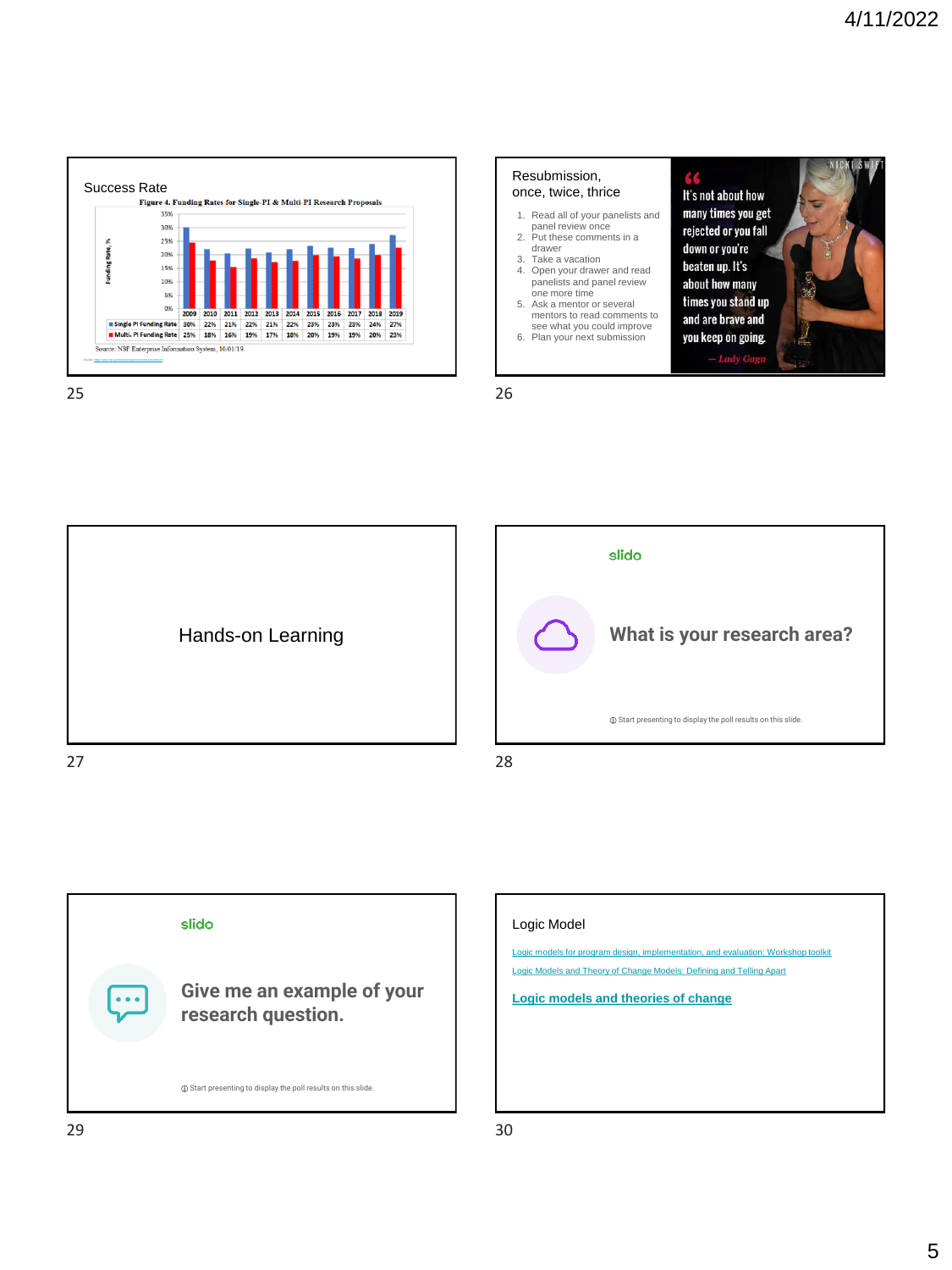## Success Rate

Figure 4. Funding Rates for Single-PI & Multi-PI Research Proposals

Funding Rate, %

35%
30%
25%
20%
15%
10%
5%
0%

2009 2010 2011 2012 2013 2014 2015 2016 2017 2018 2019

Single PI Funding Rate 30% 22% 21% 22% 21% 22% 23% 23% 23% 24% 27%

Multi. PI Funding Rate 25% 18% 16% 19% 17% 18% 20% 19% 19% 20% 23%

Source: NSF Enterprise Information System, 10/01/19.

## Resubmission, once, twice, thrice

1. Read all of your panelists and panel review once
2. Put these comments in a drawer
3. Take a vacation
4. Open your drawer and read panelists and panel review one more time
5. Ask a mentor or several mentors to read comments to see what you could improve
6. Plan your next submission

> "It's not about how many times you get rejected or you fall down or you're beaten up. It's about how many times you stand up and are brave and you keep on going.
>
> — Lady Gaga

NICKI SWIFT

## Hands-on Learning

slido

**What is your research area?**

ⓘ Start presenting to display the poll results on this slide.

slido

**Give me an example of your research question.**

ⓘ Start presenting to display the poll results on this slide.

## Logic Model

[Logic models for program design, implementation, and evaluation: Workshop toolkit]

[Logic Models and Theory of Change Models: Defining and Telling Apart]

**[Logic models and theories of change]**